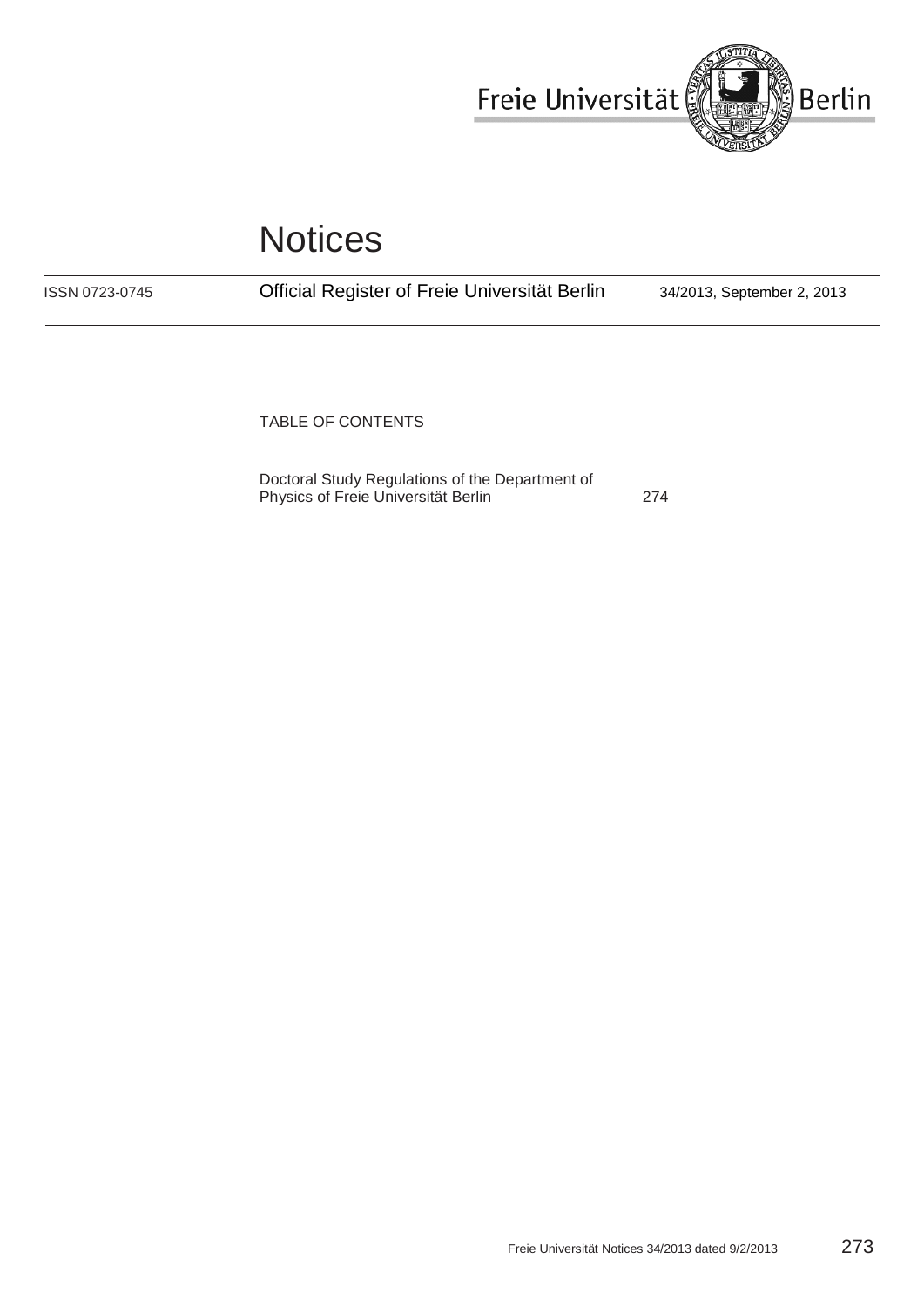Freie Universität Berlin

# Notices

ISSN 0723-0745 | Official Register of Freie Universität Berlin | 34/2013, September 2, 2013

TABLE OF CONTENTS

| | |
|---|---|
| Doctoral Study Regulations of the Department of Physics of Freie Universität Berlin | 274 |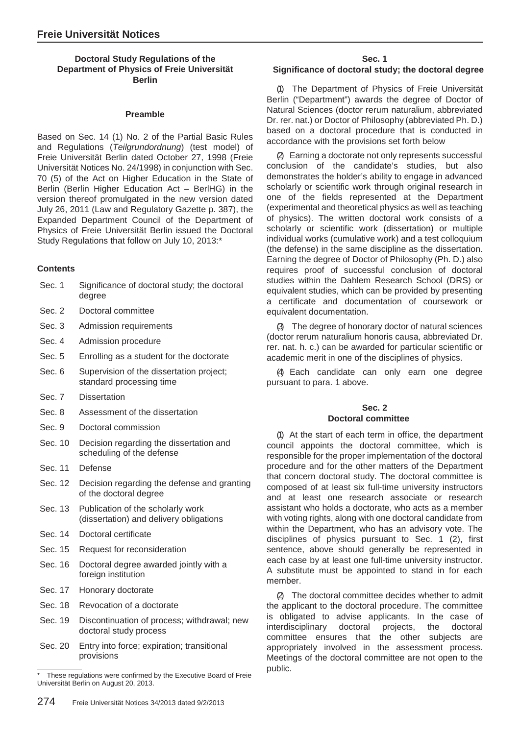## Doctoral Study Regulations of the Department of Physics of Freie Universität Berlin

### Preamble

Based on Sec. 14 (1) No. 2 of the Partial Basic Rules and Regulations (*Teilgrundordnung*) (test model) of Freie Universität Berlin dated October 27, 1998 (Freie Universität Notices No. 24/1998) in conjunction with Sec. 70 (5) of the Act on Higher Education in the State of Berlin (Berlin Higher Education Act – BerlHG) in the version thereof promulgated in the new version dated July 26, 2011 (Law and Regulatory Gazette p. 387), the Expanded Department Council of the Department of Physics of Freie Universität Berlin issued the Doctoral Study Regulations that follow on July 10, 2013:*

**Contents**

| | |
|---|---|
| Sec. 1 | Significance of doctoral study; the doctoral degree |
| Sec. 2 | Doctoral committee |
| Sec. 3 | Admission requirements |
| Sec. 4 | Admission procedure |
| Sec. 5 | Enrolling as a student for the doctorate |
| Sec. 6 | Supervision of the dissertation project; standard processing time |
| Sec. 7 | Dissertation |
| Sec. 8 | Assessment of the dissertation |
| Sec. 9 | Doctoral commission |
| Sec. 10 | Decision regarding the dissertation and scheduling of the defense |
| Sec. 11 | Defense |
| Sec. 12 | Decision regarding the defense and granting of the doctoral degree |
| Sec. 13 | Publication of the scholarly work (dissertation) and delivery obligations |
| Sec. 14 | Doctoral certificate |
| Sec. 15 | Request for reconsideration |
| Sec. 16 | Doctoral degree awarded jointly with a foreign institution |
| Sec. 17 | Honorary doctorate |
| Sec. 18 | Revocation of a doctorate |
| Sec. 19 | Discontinuation of process; withdrawal; new doctoral study process |
| Sec. 20 | Entry into force; expiration; transitional provisions |

\* These regulations were confirmed by the Executive Board of Freie Universität Berlin on August 20, 2013.

### Sec. 1
### Significance of doctoral study; the doctoral degree

(1) The Department of Physics of Freie Universität Berlin ("Department") awards the degree of Doctor of Natural Sciences (doctor rerum naturalium, abbreviated Dr. rer. nat.) or Doctor of Philosophy (abbreviated Ph. D.) based on a doctoral procedure that is conducted in accordance with the provisions set forth below

(2) Earning a doctorate not only represents successful conclusion of the candidate's studies, but also demonstrates the holder's ability to engage in advanced scholarly or scientific work through original research in one of the fields represented at the Department (experimental and theoretical physics as well as teaching of physics). The written doctoral work consists of a scholarly or scientific work (dissertation) or multiple individual works (cumulative work) and a test colloquium (the defense) in the same discipline as the dissertation. Earning the degree of Doctor of Philosophy (Ph. D.) also requires proof of successful conclusion of doctoral studies within the Dahlem Research School (DRS) or equivalent studies, which can be provided by presenting a certificate and documentation of coursework or equivalent documentation.

(3) The degree of honorary doctor of natural sciences (doctor rerum naturalium honoris causa, abbreviated Dr. rer. nat. h. c.) can be awarded for particular scientific or academic merit in one of the disciplines of physics.

(4) Each candidate can only earn one degree pursuant to para. 1 above.

### Sec. 2
### Doctoral committee

(1) At the start of each term in office, the department council appoints the doctoral committee, which is responsible for the proper implementation of the doctoral procedure and for the other matters of the Department that concern doctoral study. The doctoral committee is composed of at least six full-time university instructors and at least one research associate or research assistant who holds a doctorate, who acts as a member with voting rights, along with one doctoral candidate from within the Department, who has an advisory vote. The disciplines of physics pursuant to Sec. 1 (2), first sentence, above should generally be represented in each case by at least one full-time university instructor. A substitute must be appointed to stand in for each member.

(2) The doctoral committee decides whether to admit the applicant to the doctoral procedure. The committee is obligated to advise applicants. In the case of interdisciplinary doctoral projects, the doctoral committee ensures that the other subjects are appropriately involved in the assessment process. Meetings of the doctoral committee are not open to the public.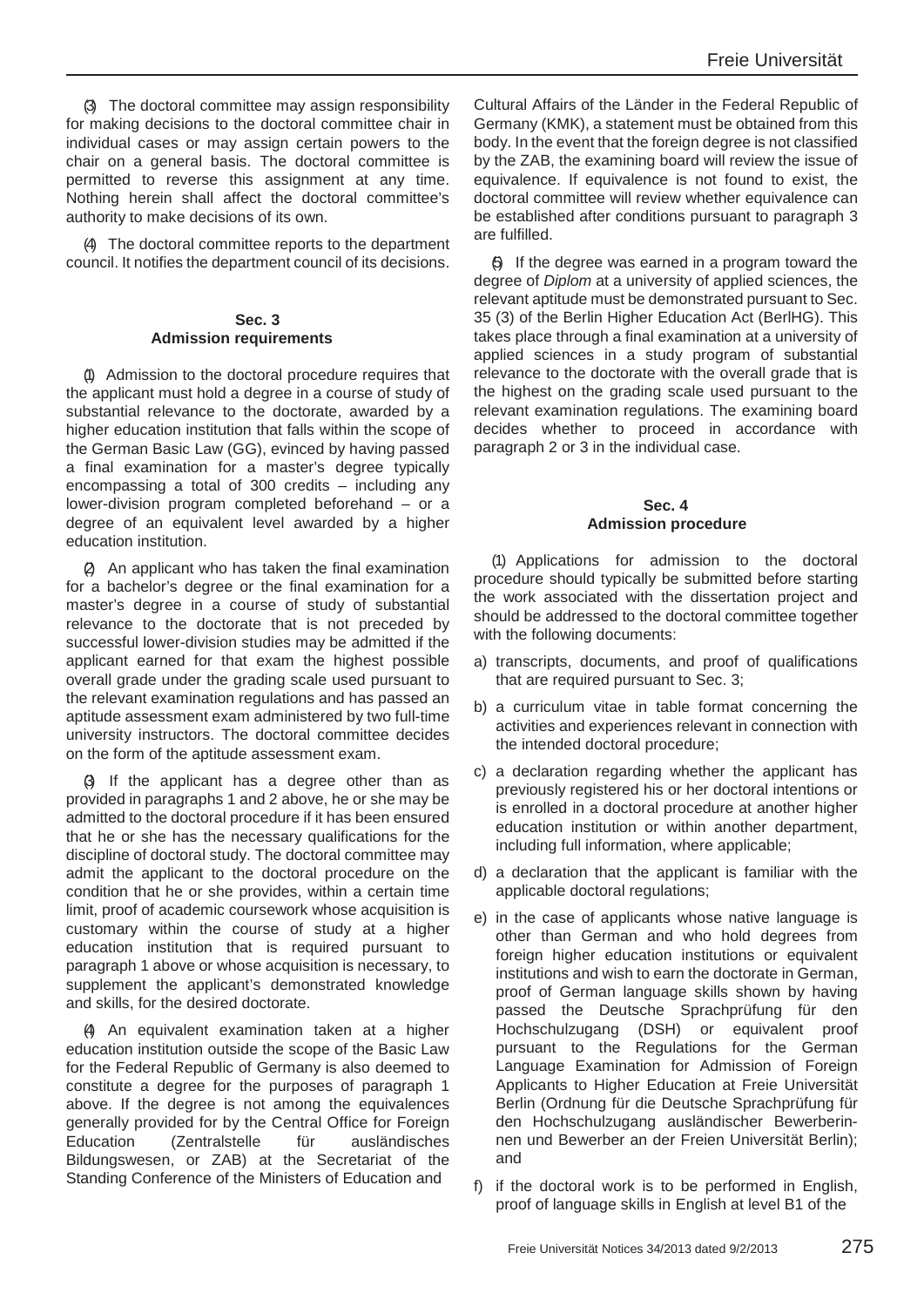(3) The doctoral committee may assign responsibility for making decisions to the doctoral committee chair in individual cases or may assign certain powers to the chair on a general basis. The doctoral committee is permitted to reverse this assignment at any time. Nothing herein shall affect the doctoral committee's authority to make decisions of its own.

(4) The doctoral committee reports to the department council. It notifies the department council of its decisions.

### Sec. 3
### Admission requirements

(1) Admission to the doctoral procedure requires that the applicant must hold a degree in a course of study of substantial relevance to the doctorate, awarded by a higher education institution that falls within the scope of the German Basic Law (GG), evinced by having passed a final examination for a master's degree typically encompassing a total of 300 credits – including any lower-division program completed beforehand – or a degree of an equivalent level awarded by a higher education institution.

(2) An applicant who has taken the final examination for a bachelor's degree or the final examination for a master's degree in a course of study of substantial relevance to the doctorate that is not preceded by successful lower-division studies may be admitted if the applicant earned for that exam the highest possible overall grade under the grading scale used pursuant to the relevant examination regulations and has passed an aptitude assessment exam administered by two full-time university instructors. The doctoral committee decides on the form of the aptitude assessment exam.

(3) If the applicant has a degree other than as provided in paragraphs 1 and 2 above, he or she may be admitted to the doctoral procedure if it has been ensured that he or she has the necessary qualifications for the discipline of doctoral study. The doctoral committee may admit the applicant to the doctoral procedure on the condition that he or she provides, within a certain time limit, proof of academic coursework whose acquisition is customary within the course of study at a higher education institution that is required pursuant to paragraph 1 above or whose acquisition is necessary, to supplement the applicant's demonstrated knowledge and skills, for the desired doctorate.

(4) An equivalent examination taken at a higher education institution outside the scope of the Basic Law for the Federal Republic of Germany is also deemed to constitute a degree for the purposes of paragraph 1 above. If the degree is not among the equivalences generally provided for by the Central Office for Foreign Education (Zentralstelle für ausländisches Bildungswesen, or ZAB) at the Secretariat of the Standing Conference of the Ministers of Education and Cultural Affairs of the Länder in the Federal Republic of Germany (KMK), a statement must be obtained from this body. In the event that the foreign degree is not classified by the ZAB, the examining board will review the issue of equivalence. If equivalence is not found to exist, the doctoral committee will review whether equivalence can be established after conditions pursuant to paragraph 3 are fulfilled.

(5) If the degree was earned in a program toward the degree of *Diplom* at a university of applied sciences, the relevant aptitude must be demonstrated pursuant to Sec. 35 (3) of the Berlin Higher Education Act (BerlHG). This takes place through a final examination at a university of applied sciences in a study program of substantial relevance to the doctorate with the overall grade that is the highest on the grading scale used pursuant to the relevant examination regulations. The examining board decides whether to proceed in accordance with paragraph 2 or 3 in the individual case.

### Sec. 4
### Admission procedure

(1) Applications for admission to the doctoral procedure should typically be submitted before starting the work associated with the dissertation project and should be addressed to the doctoral committee together with the following documents:

a) transcripts, documents, and proof of qualifications that are required pursuant to Sec. 3;

b) a curriculum vitae in table format concerning the activities and experiences relevant in connection with the intended doctoral procedure;

c) a declaration regarding whether the applicant has previously registered his or her doctoral intentions or is enrolled in a doctoral procedure at another higher education institution or within another department, including full information, where applicable;

d) a declaration that the applicant is familiar with the applicable doctoral regulations;

e) in the case of applicants whose native language is other than German and who hold degrees from foreign higher education institutions or equivalent institutions and wish to earn the doctorate in German, proof of German language skills shown by having passed the Deutsche Sprachprüfung für den Hochschulzugang (DSH) or equivalent proof pursuant to the Regulations for the German Language Examination for Admission of Foreign Applicants to Higher Education at Freie Universität Berlin (Ordnung für die Deutsche Sprachprüfung für den Hochschulzugang ausländischer Bewerberinnen und Bewerber an der Freien Universität Berlin); and

f) if the doctoral work is to be performed in English, proof of language skills in English at level B1 of the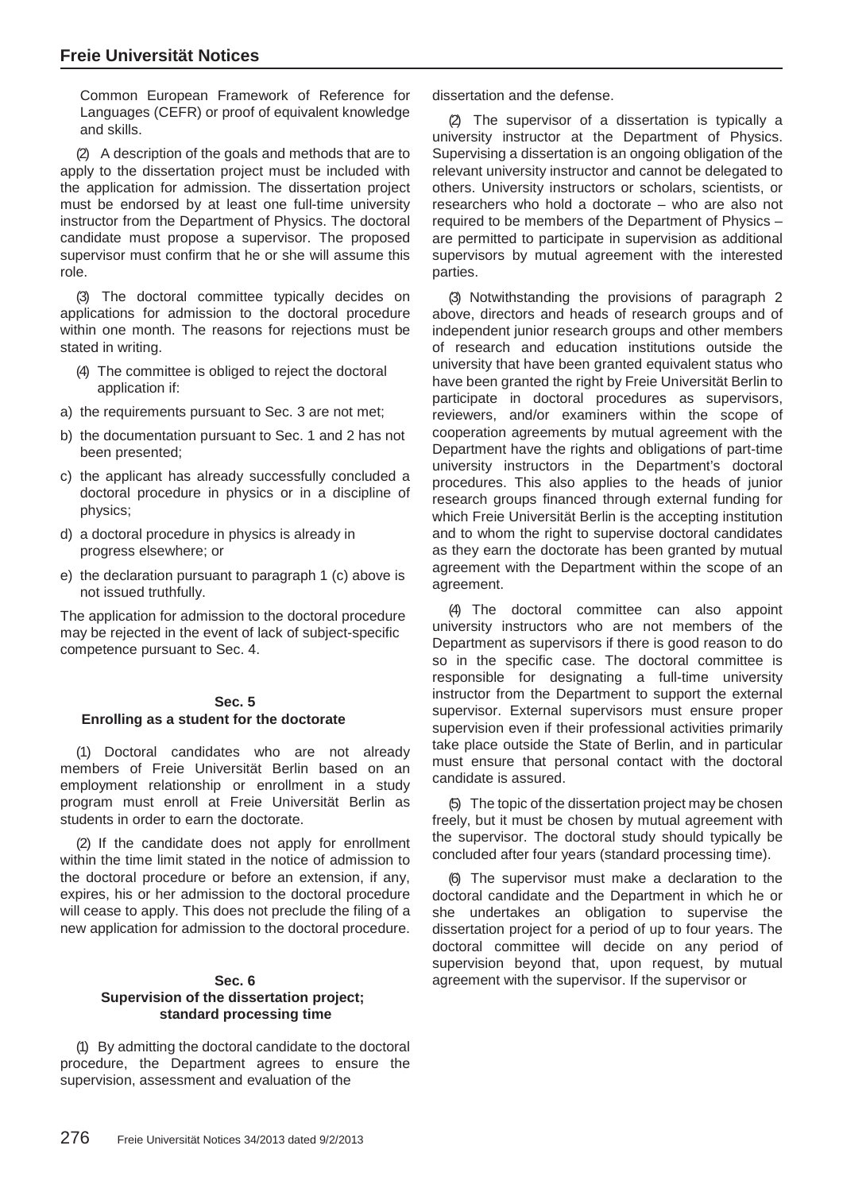Common European Framework of Reference for Languages (CEFR) or proof of equivalent knowledge and skills.

(2) A description of the goals and methods that are to apply to the dissertation project must be included with the application for admission. The dissertation project must be endorsed by at least one full-time university instructor from the Department of Physics. The doctoral candidate must propose a supervisor. The proposed supervisor must confirm that he or she will assume this role.

(3) The doctoral committee typically decides on applications for admission to the doctoral procedure within one month. The reasons for rejections must be stated in writing.

(4) The committee is obliged to reject the doctoral application if:

a) the requirements pursuant to Sec. 3 are not met;

b) the documentation pursuant to Sec. 1 and 2 has not been presented;

c) the applicant has already successfully concluded a doctoral procedure in physics or in a discipline of physics;

d) a doctoral procedure in physics is already in progress elsewhere; or

e) the declaration pursuant to paragraph 1 (c) above is not issued truthfully.

The application for admission to the doctoral procedure may be rejected in the event of lack of subject-specific competence pursuant to Sec. 4.

### Sec. 5
### Enrolling as a student for the doctorate

(1) Doctoral candidates who are not already members of Freie Universität Berlin based on an employment relationship or enrollment in a study program must enroll at Freie Universität Berlin as students in order to earn the doctorate.

(2) If the candidate does not apply for enrollment within the time limit stated in the notice of admission to the doctoral procedure or before an extension, if any, expires, his or her admission to the doctoral procedure will cease to apply. This does not preclude the filing of a new application for admission to the doctoral procedure.

### Sec. 6
### Supervision of the dissertation project; standard processing time

(1) By admitting the doctoral candidate to the doctoral procedure, the Department agrees to ensure the supervision, assessment and evaluation of the dissertation and the defense.

(2) The supervisor of a dissertation is typically a university instructor at the Department of Physics. Supervising a dissertation is an ongoing obligation of the relevant university instructor and cannot be delegated to others. University instructors or scholars, scientists, or researchers who hold a doctorate – who are also not required to be members of the Department of Physics – are permitted to participate in supervision as additional supervisors by mutual agreement with the interested parties.

(3) Notwithstanding the provisions of paragraph 2 above, directors and heads of research groups and of independent junior research groups and other members of research and education institutions outside the university that have been granted equivalent status who have been granted the right by Freie Universität Berlin to participate in doctoral procedures as supervisors, reviewers, and/or examiners within the scope of cooperation agreements by mutual agreement with the Department have the rights and obligations of part-time university instructors in the Department's doctoral procedures. This also applies to the heads of junior research groups financed through external funding for which Freie Universität Berlin is the accepting institution and to whom the right to supervise doctoral candidates as they earn the doctorate has been granted by mutual agreement with the Department within the scope of an agreement.

(4) The doctoral committee can also appoint university instructors who are not members of the Department as supervisors if there is good reason to do so in the specific case. The doctoral committee is responsible for designating a full-time university instructor from the Department to support the external supervisor. External supervisors must ensure proper supervision even if their professional activities primarily take place outside the State of Berlin, and in particular must ensure that personal contact with the doctoral candidate is assured.

(5) The topic of the dissertation project may be chosen freely, but it must be chosen by mutual agreement with the supervisor. The doctoral study should typically be concluded after four years (standard processing time).

(6) The supervisor must make a declaration to the doctoral candidate and the Department in which he or she undertakes an obligation to supervise the dissertation project for a period of up to four years. The doctoral committee will decide on any period of supervision beyond that, upon request, by mutual agreement with the supervisor. If the supervisor or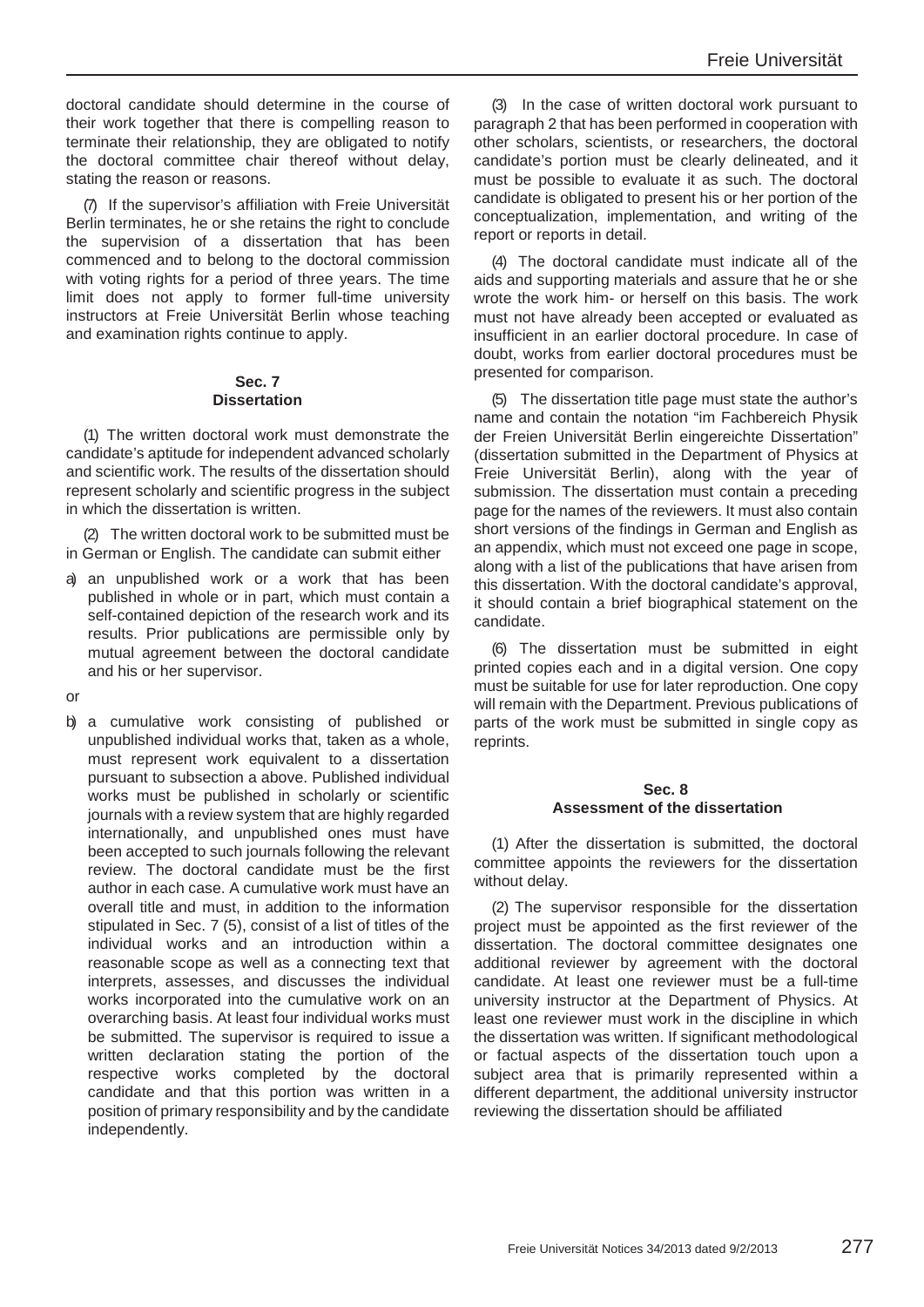doctoral candidate should determine in the course of their work together that there is compelling reason to terminate their relationship, they are obligated to notify the doctoral committee chair thereof without delay, stating the reason or reasons.

(7) If the supervisor's affiliation with Freie Universität Berlin terminates, he or she retains the right to conclude the supervision of a dissertation that has been commenced and to belong to the doctoral commission with voting rights for a period of three years. The time limit does not apply to former full-time university instructors at Freie Universität Berlin whose teaching and examination rights continue to apply.

### Sec. 7
### Dissertation

(1) The written doctoral work must demonstrate the candidate's aptitude for independent advanced scholarly and scientific work. The results of the dissertation should represent scholarly and scientific progress in the subject in which the dissertation is written.

(2) The written doctoral work to be submitted must be in German or English. The candidate can submit either

a) an unpublished work or a work that has been published in whole or in part, which must contain a self-contained depiction of the research work and its results. Prior publications are permissible only by mutual agreement between the doctoral candidate and his or her supervisor.

or

b) a cumulative work consisting of published or unpublished individual works that, taken as a whole, must represent work equivalent to a dissertation pursuant to subsection a above. Published individual works must be published in scholarly or scientific journals with a review system that are highly regarded internationally, and unpublished ones must have been accepted to such journals following the relevant review. The doctoral candidate must be the first author in each case. A cumulative work must have an overall title and must, in addition to the information stipulated in Sec. 7 (5), consist of a list of titles of the individual works and an introduction within a reasonable scope as well as a connecting text that interprets, assesses, and discusses the individual works incorporated into the cumulative work on an overarching basis. At least four individual works must be submitted. The supervisor is required to issue a written declaration stating the portion of the respective works completed by the doctoral candidate and that this portion was written in a position of primary responsibility and by the candidate independently.

(3) In the case of written doctoral work pursuant to paragraph 2 that has been performed in cooperation with other scholars, scientists, or researchers, the doctoral candidate's portion must be clearly delineated, and it must be possible to evaluate it as such. The doctoral candidate is obligated to present his or her portion of the conceptualization, implementation, and writing of the report or reports in detail.

(4) The doctoral candidate must indicate all of the aids and supporting materials and assure that he or she wrote the work him- or herself on this basis. The work must not have already been accepted or evaluated as insufficient in an earlier doctoral procedure. In case of doubt, works from earlier doctoral procedures must be presented for comparison.

(5) The dissertation title page must state the author's name and contain the notation "im Fachbereich Physik der Freien Universität Berlin eingereichte Dissertation" (dissertation submitted in the Department of Physics at Freie Universität Berlin), along with the year of submission. The dissertation must contain a preceding page for the names of the reviewers. It must also contain short versions of the findings in German and English as an appendix, which must not exceed one page in scope, along with a list of the publications that have arisen from this dissertation. With the doctoral candidate's approval, it should contain a brief biographical statement on the candidate.

(6) The dissertation must be submitted in eight printed copies each and in a digital version. One copy must be suitable for use for later reproduction. One copy will remain with the Department. Previous publications of parts of the work must be submitted in single copy as reprints.

### Sec. 8
### Assessment of the dissertation

(1) After the dissertation is submitted, the doctoral committee appoints the reviewers for the dissertation without delay.

(2) The supervisor responsible for the dissertation project must be appointed as the first reviewer of the dissertation. The doctoral committee designates one additional reviewer by agreement with the doctoral candidate. At least one reviewer must be a full-time university instructor at the Department of Physics. At least one reviewer must work in the discipline in which the dissertation was written. If significant methodological or factual aspects of the dissertation touch upon a subject area that is primarily represented within a different department, the additional university instructor reviewing the dissertation should be affiliated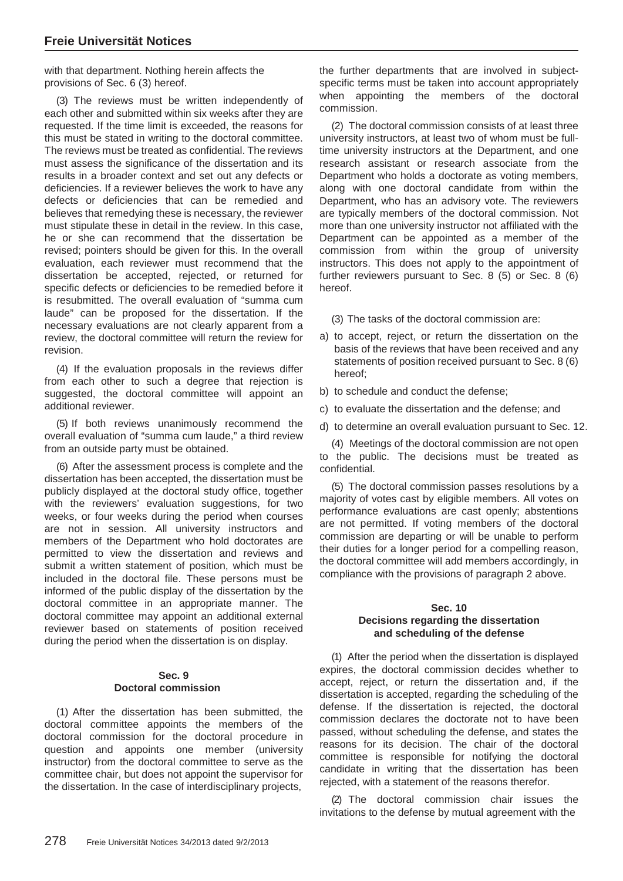with that department. Nothing herein affects the provisions of Sec. 6 (3) hereof.

(3) The reviews must be written independently of each other and submitted within six weeks after they are requested. If the time limit is exceeded, the reasons for this must be stated in writing to the doctoral committee. The reviews must be treated as confidential. The reviews must assess the significance of the dissertation and its results in a broader context and set out any defects or deficiencies. If a reviewer believes the work to have any defects or deficiencies that can be remedied and believes that remedying these is necessary, the reviewer must stipulate these in detail in the review. In this case, he or she can recommend that the dissertation be revised; pointers should be given for this. In the overall evaluation, each reviewer must recommend that the dissertation be accepted, rejected, or returned for specific defects or deficiencies to be remedied before it is resubmitted. The overall evaluation of "summa cum laude" can be proposed for the dissertation. If the necessary evaluations are not clearly apparent from a review, the doctoral committee will return the review for revision.

(4) If the evaluation proposals in the reviews differ from each other to such a degree that rejection is suggested, the doctoral committee will appoint an additional reviewer.

(5) If both reviews unanimously recommend the overall evaluation of "summa cum laude," a third review from an outside party must be obtained.

(6) After the assessment process is complete and the dissertation has been accepted, the dissertation must be publicly displayed at the doctoral study office, together with the reviewers' evaluation suggestions, for two weeks, or four weeks during the period when courses are not in session. All university instructors and members of the Department who hold doctorates are permitted to view the dissertation and reviews and submit a written statement of position, which must be included in the doctoral file. These persons must be informed of the public display of the dissertation by the doctoral committee in an appropriate manner. The doctoral committee may appoint an additional external reviewer based on statements of position received during the period when the dissertation is on display.

### Sec. 9
### Doctoral commission

(1) After the dissertation has been submitted, the doctoral committee appoints the members of the doctoral commission for the doctoral procedure in question and appoints one member (university instructor) from the doctoral committee to serve as the committee chair, but does not appoint the supervisor for the dissertation. In the case of interdisciplinary projects, the further departments that are involved in subject-specific terms must be taken into account appropriately when appointing the members of the doctoral commission.

(2) The doctoral commission consists of at least three university instructors, at least two of whom must be full-time university instructors at the Department, and one research assistant or research associate from the Department who holds a doctorate as voting members, along with one doctoral candidate from within the Department, who has an advisory vote. The reviewers are typically members of the doctoral commission. Not more than one university instructor not affiliated with the Department can be appointed as a member of the commission from within the group of university instructors. This does not apply to the appointment of further reviewers pursuant to Sec. 8 (5) or Sec. 8 (6) hereof.

(3) The tasks of the doctoral commission are:

a) to accept, reject, or return the dissertation on the basis of the reviews that have been received and any statements of position received pursuant to Sec. 8 (6) hereof;
b) to schedule and conduct the defense;
c) to evaluate the dissertation and the defense; and
d) to determine an overall evaluation pursuant to Sec. 12.

(4) Meetings of the doctoral commission are not open to the public. The decisions must be treated as confidential.

(5) The doctoral commission passes resolutions by a majority of votes cast by eligible members. All votes on performance evaluations are cast openly; abstentions are not permitted. If voting members of the doctoral commission are departing or will be unable to perform their duties for a longer period for a compelling reason, the doctoral committee will add members accordingly, in compliance with the provisions of paragraph 2 above.

### Sec. 10
### Decisions regarding the dissertation and scheduling of the defense

(1) After the period when the dissertation is displayed expires, the doctoral commission decides whether to accept, reject, or return the dissertation and, if the dissertation is accepted, regarding the scheduling of the defense. If the dissertation is rejected, the doctoral commission declares the doctorate not to have been passed, without scheduling the defense, and states the reasons for its decision. The chair of the doctoral committee is responsible for notifying the doctoral candidate in writing that the dissertation has been rejected, with a statement of the reasons therefor.

(2) The doctoral commission chair issues the invitations to the defense by mutual agreement with the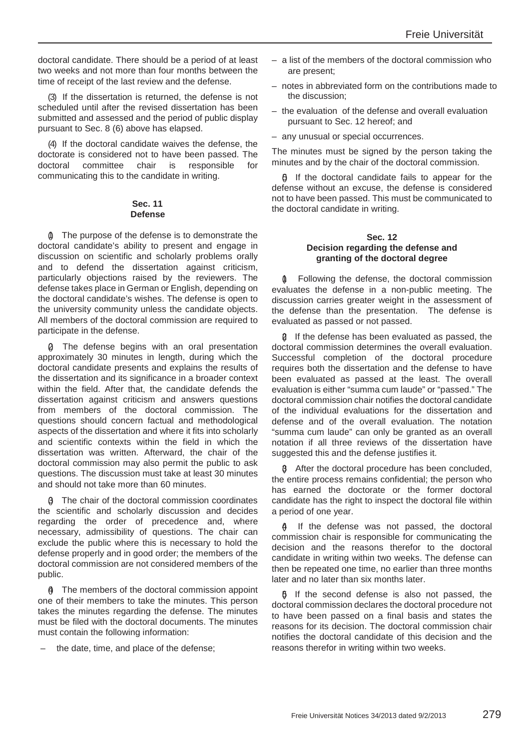doctoral candidate. There should be a period of at least two weeks and not more than four months between the time of receipt of the last review and the defense.

(3) If the dissertation is returned, the defense is not scheduled until after the revised dissertation has been submitted and assessed and the period of public display pursuant to Sec. 8 (6) above has elapsed.

(4) If the doctoral candidate waives the defense, the doctorate is considered not to have been passed. The doctoral committee chair is responsible for communicating this to the candidate in writing.

#### Sec. 11
#### Defense

(1) The purpose of the defense is to demonstrate the doctoral candidate's ability to present and engage in discussion on scientific and scholarly problems orally and to defend the dissertation against criticism, particularly objections raised by the reviewers. The defense takes place in German or English, depending on the doctoral candidate's wishes. The defense is open to the university community unless the candidate objects. All members of the doctoral commission are required to participate in the defense.

(2) The defense begins with an oral presentation approximately 30 minutes in length, during which the doctoral candidate presents and explains the results of the dissertation and its significance in a broader context within the field. After that, the candidate defends the dissertation against criticism and answers questions from members of the doctoral commission. The questions should concern factual and methodological aspects of the dissertation and where it fits into scholarly and scientific contexts within the field in which the dissertation was written. Afterward, the chair of the doctoral commission may also permit the public to ask questions. The discussion must take at least 30 minutes and should not take more than 60 minutes.

(3) The chair of the doctoral commission coordinates the scientific and scholarly discussion and decides regarding the order of precedence and, where necessary, admissibility of questions. The chair can exclude the public where this is necessary to hold the defense properly and in good order; the members of the doctoral commission are not considered members of the public.

(4) The members of the doctoral commission appoint one of their members to take the minutes. This person takes the minutes regarding the defense. The minutes must be filed with the doctoral documents. The minutes must contain the following information:

- the date, time, and place of the defense;
- a list of the members of the doctoral commission who are present;
- notes in abbreviated form on the contributions made to the discussion;
- the evaluation of the defense and overall evaluation pursuant to Sec. 12 hereof; and
- any unusual or special occurrences.

The minutes must be signed by the person taking the minutes and by the chair of the doctoral commission.

(5) If the doctoral candidate fails to appear for the defense without an excuse, the defense is considered not to have been passed. This must be communicated to the doctoral candidate in writing.

#### Sec. 12
#### Decision regarding the defense and granting of the doctoral degree

(1) Following the defense, the doctoral commission evaluates the defense in a non-public meeting. The discussion carries greater weight in the assessment of the defense than the presentation. The defense is evaluated as passed or not passed.

(2) If the defense has been evaluated as passed, the doctoral commission determines the overall evaluation. Successful completion of the doctoral procedure requires both the dissertation and the defense to have been evaluated as passed at the least. The overall evaluation is either "summa cum laude" or "passed." The doctoral commission chair notifies the doctoral candidate of the individual evaluations for the dissertation and defense and of the overall evaluation. The notation "summa cum laude" can only be granted as an overall notation if all three reviews of the dissertation have suggested this and the defense justifies it.

(3) After the doctoral procedure has been concluded, the entire process remains confidential; the person who has earned the doctorate or the former doctoral candidate has the right to inspect the doctoral file within a period of one year.

(4) If the defense was not passed, the doctoral commission chair is responsible for communicating the decision and the reasons therefor to the doctoral candidate in writing within two weeks. The defense can then be repeated one time, no earlier than three months later and no later than six months later.

(5) If the second defense is also not passed, the doctoral commission declares the doctoral procedure not to have been passed on a final basis and states the reasons for its decision. The doctoral commission chair notifies the doctoral candidate of this decision and the reasons therefor in writing within two weeks.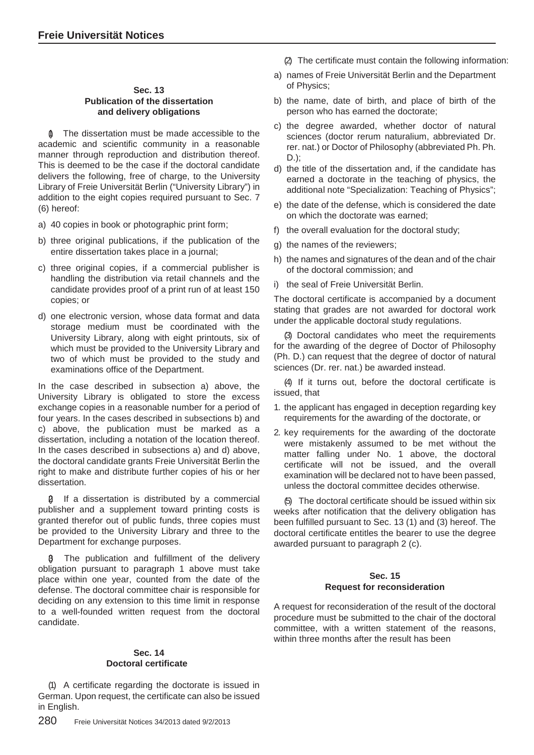### Sec. 13
### Publication of the dissertation and delivery obligations

(1) The dissertation must be made accessible to the academic and scientific community in a reasonable manner through reproduction and distribution thereof. This is deemed to be the case if the doctoral candidate delivers the following, free of charge, to the University Library of Freie Universität Berlin ("University Library") in addition to the eight copies required pursuant to Sec. 7 (6) hereof:

a) 40 copies in book or photographic print form;

b) three original publications, if the publication of the entire dissertation takes place in a journal;

c) three original copies, if a commercial publisher is handling the distribution via retail channels and the candidate provides proof of a print run of at least 150 copies; or

d) one electronic version, whose data format and data storage medium must be coordinated with the University Library, along with eight printouts, six of which must be provided to the University Library and two of which must be provided to the study and examinations office of the Department.

In the case described in subsection a) above, the University Library is obligated to store the excess exchange copies in a reasonable number for a period of four years. In the cases described in subsections b) and c) above, the publication must be marked as a dissertation, including a notation of the location thereof. In the cases described in subsections a) and d) above, the doctoral candidate grants Freie Universität Berlin the right to make and distribute further copies of his or her dissertation.

(2) If a dissertation is distributed by a commercial publisher and a supplement toward printing costs is granted therefor out of public funds, three copies must be provided to the University Library and three to the Department for exchange purposes.

(3) The publication and fulfillment of the delivery obligation pursuant to paragraph 1 above must take place within one year, counted from the date of the defense. The doctoral committee chair is responsible for deciding on any extension to this time limit in response to a well-founded written request from the doctoral candidate.

### Sec. 14
### Doctoral certificate

(1) A certificate regarding the doctorate is issued in German. Upon request, the certificate can also be issued in English.

(2) The certificate must contain the following information:

a) names of Freie Universität Berlin and the Department of Physics;

b) the name, date of birth, and place of birth of the person who has earned the doctorate;

c) the degree awarded, whether doctor of natural sciences (doctor rerum naturalium, abbreviated Dr. rer. nat.) or Doctor of Philosophy (abbreviated Ph. Ph. D.);

d) the title of the dissertation and, if the candidate has earned a doctorate in the teaching of physics, the additional note "Specialization: Teaching of Physics";

e) the date of the defense, which is considered the date on which the doctorate was earned;

f) the overall evaluation for the doctoral study;

g) the names of the reviewers;

h) the names and signatures of the dean and of the chair of the doctoral commission; and

i) the seal of Freie Universität Berlin.

The doctoral certificate is accompanied by a document stating that grades are not awarded for doctoral work under the applicable doctoral study regulations.

(3) Doctoral candidates who meet the requirements for the awarding of the degree of Doctor of Philosophy (Ph. D.) can request that the degree of doctor of natural sciences (Dr. rer. nat.) be awarded instead.

(4) If it turns out, before the doctoral certificate is issued, that

1. the applicant has engaged in deception regarding key requirements for the awarding of the doctorate, or
2. key requirements for the awarding of the doctorate were mistakenly assumed to be met without the matter falling under No. 1 above, the doctoral certificate will not be issued, and the overall examination will be declared not to have been passed, unless the doctoral committee decides otherwise.

(5) The doctoral certificate should be issued within six weeks after notification that the delivery obligation has been fulfilled pursuant to Sec. 13 (1) and (3) hereof. The doctoral certificate entitles the bearer to use the degree awarded pursuant to paragraph 2 (c).

### Sec. 15
### Request for reconsideration

A request for reconsideration of the result of the doctoral procedure must be submitted to the chair of the doctoral committee, with a written statement of the reasons, within three months after the result has been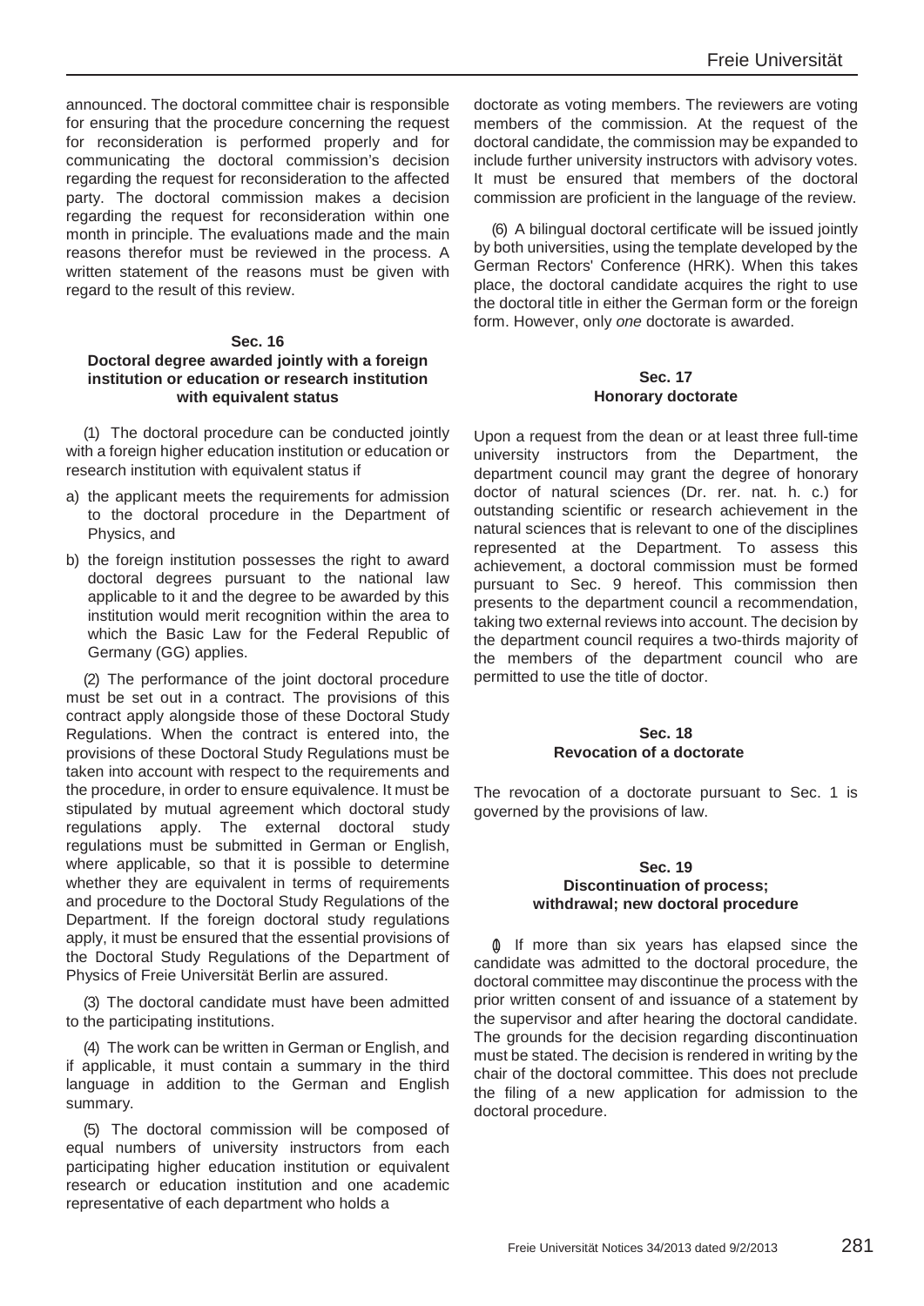announced. The doctoral committee chair is responsible for ensuring that the procedure concerning the request for reconsideration is performed properly and for communicating the doctoral commission's decision regarding the request for reconsideration to the affected party. The doctoral commission makes a decision regarding the request for reconsideration within one month in principle. The evaluations made and the main reasons therefor must be reviewed in the process. A written statement of the reasons must be given with regard to the result of this review.

### Sec. 16
### Doctoral degree awarded jointly with a foreign institution or education or research institution with equivalent status

(1) The doctoral procedure can be conducted jointly with a foreign higher education institution or education or research institution with equivalent status if

a) the applicant meets the requirements for admission to the doctoral procedure in the Department of Physics, and

b) the foreign institution possesses the right to award doctoral degrees pursuant to the national law applicable to it and the degree to be awarded by this institution would merit recognition within the area to which the Basic Law for the Federal Republic of Germany (GG) applies.

(2) The performance of the joint doctoral procedure must be set out in a contract. The provisions of this contract apply alongside those of these Doctoral Study Regulations. When the contract is entered into, the provisions of these Doctoral Study Regulations must be taken into account with respect to the requirements and the procedure, in order to ensure equivalence. It must be stipulated by mutual agreement which doctoral study regulations apply. The external doctoral study regulations must be submitted in German or English, where applicable, so that it is possible to determine whether they are equivalent in terms of requirements and procedure to the Doctoral Study Regulations of the Department. If the foreign doctoral study regulations apply, it must be ensured that the essential provisions of the Doctoral Study Regulations of the Department of Physics of Freie Universität Berlin are assured.

(3) The doctoral candidate must have been admitted to the participating institutions.

(4) The work can be written in German or English, and if applicable, it must contain a summary in the third language in addition to the German and English summary.

(5) The doctoral commission will be composed of equal numbers of university instructors from each participating higher education institution or equivalent research or education institution and one academic representative of each department who holds a doctorate as voting members. The reviewers are voting members of the commission. At the request of the doctoral candidate, the commission may be expanded to include further university instructors with advisory votes. It must be ensured that members of the doctoral commission are proficient in the language of the review.

(6) A bilingual doctoral certificate will be issued jointly by both universities, using the template developed by the German Rectors' Conference (HRK). When this takes place, the doctoral candidate acquires the right to use the doctoral title in either the German form or the foreign form. However, only *one* doctorate is awarded.

### Sec. 17
### Honorary doctorate

Upon a request from the dean or at least three full-time university instructors from the Department, the department council may grant the degree of honorary doctor of natural sciences (Dr. rer. nat. h. c.) for outstanding scientific or research achievement in the natural sciences that is relevant to one of the disciplines represented at the Department. To assess this achievement, a doctoral commission must be formed pursuant to Sec. 9 hereof. This commission then presents to the department council a recommendation, taking two external reviews into account. The decision by the department council requires a two-thirds majority of the members of the department council who are permitted to use the title of doctor.

### Sec. 18
### Revocation of a doctorate

The revocation of a doctorate pursuant to Sec. 1 is governed by the provisions of law.

### Sec. 19
### Discontinuation of process; withdrawal; new doctoral procedure

(1) If more than six years has elapsed since the candidate was admitted to the doctoral procedure, the doctoral committee may discontinue the process with the prior written consent of and issuance of a statement by the supervisor and after hearing the doctoral candidate. The grounds for the decision regarding discontinuation must be stated. The decision is rendered in writing by the chair of the doctoral committee. This does not preclude the filing of a new application for admission to the doctoral procedure.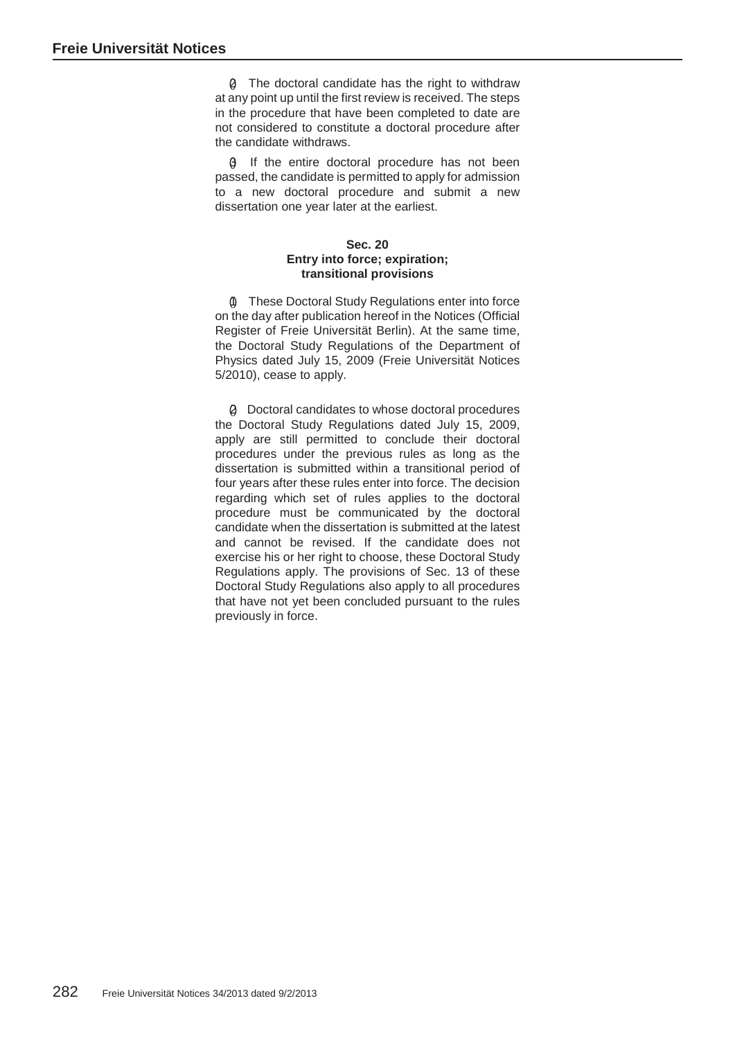(2) The doctoral candidate has the right to withdraw at any point up until the first review is received. The steps in the procedure that have been completed to date are not considered to constitute a doctoral procedure after the candidate withdraws.

(3) If the entire doctoral procedure has not been passed, the candidate is permitted to apply for admission to a new doctoral procedure and submit a new dissertation one year later at the earliest.

### Sec. 20 Entry into force; expiration; transitional provisions

(1) These Doctoral Study Regulations enter into force on the day after publication hereof in the Notices (Official Register of Freie Universität Berlin). At the same time, the Doctoral Study Regulations of the Department of Physics dated July 15, 2009 (Freie Universität Notices 5/2010), cease to apply.

(2) Doctoral candidates to whose doctoral procedures the Doctoral Study Regulations dated July 15, 2009, apply are still permitted to conclude their doctoral procedures under the previous rules as long as the dissertation is submitted within a transitional period of four years after these rules enter into force. The decision regarding which set of rules applies to the doctoral procedure must be communicated by the doctoral candidate when the dissertation is submitted at the latest and cannot be revised. If the candidate does not exercise his or her right to choose, these Doctoral Study Regulations apply. The provisions of Sec. 13 of these Doctoral Study Regulations also apply to all procedures that have not yet been concluded pursuant to the rules previously in force.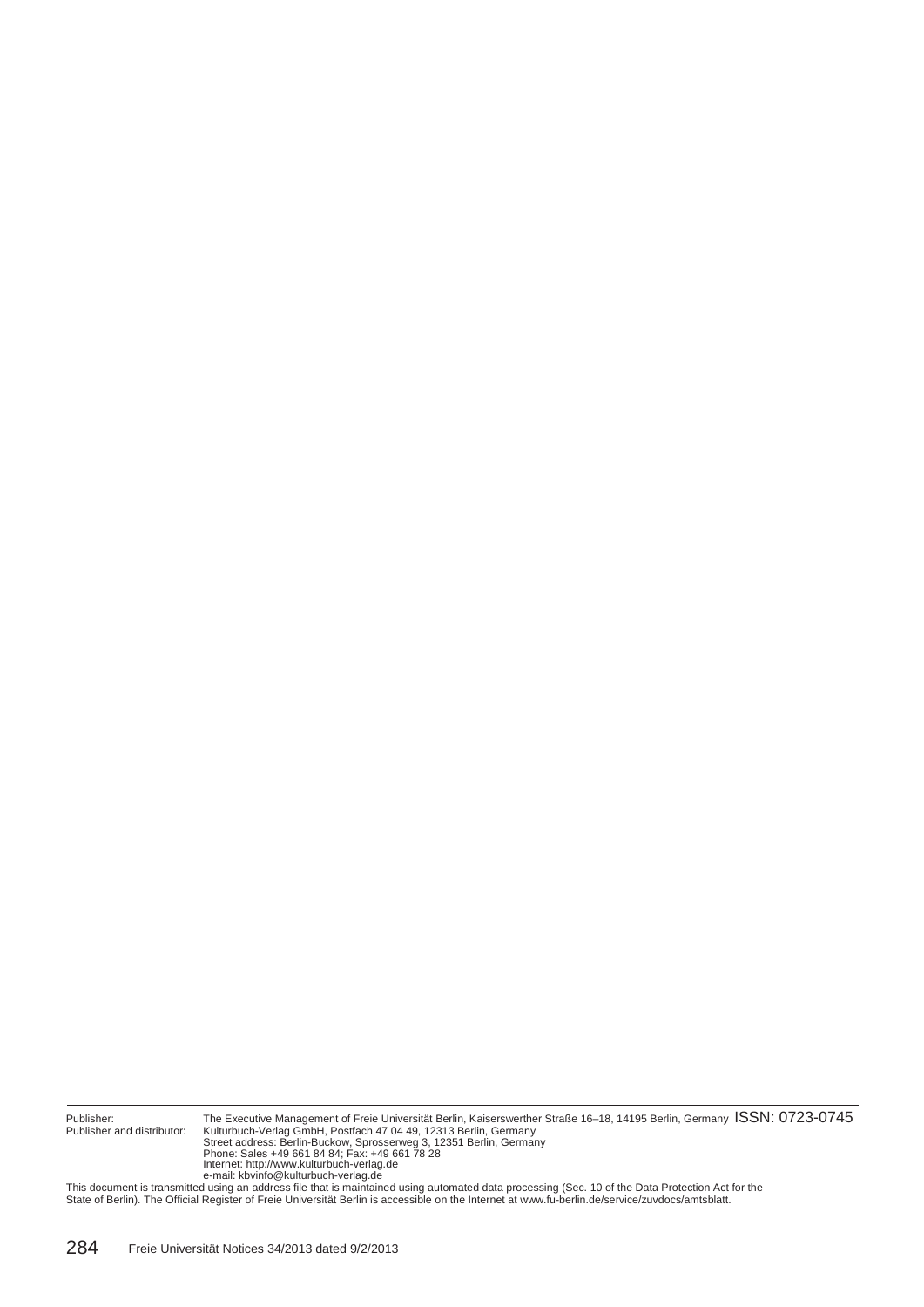Publisher: The Executive Management of Freie Universität Berlin, Kaiserswerther Straße 16–18, 14195 Berlin, Germany ISSN: 0723-0745

Publisher and distributor: Kulturbuch-Verlag GmbH, Postfach 47 04 49, 12313 Berlin, Germany
Street address: Berlin-Buckow, Sprosserweg 3, 12351 Berlin, Germany
Phone: Sales +49 661 84 84; Fax: +49 661 78 28
Internet: http://www.kulturbuch-verlag.de
e-mail: kbvinfo@kulturbuch-verlag.de

This document is transmitted using an address file that is maintained using automated data processing (Sec. 10 of the Data Protection Act for the State of Berlin). The Official Register of Freie Universität Berlin is accessible on the Internet at www.fu-berlin.de/service/zuvdocs/amtsblatt.